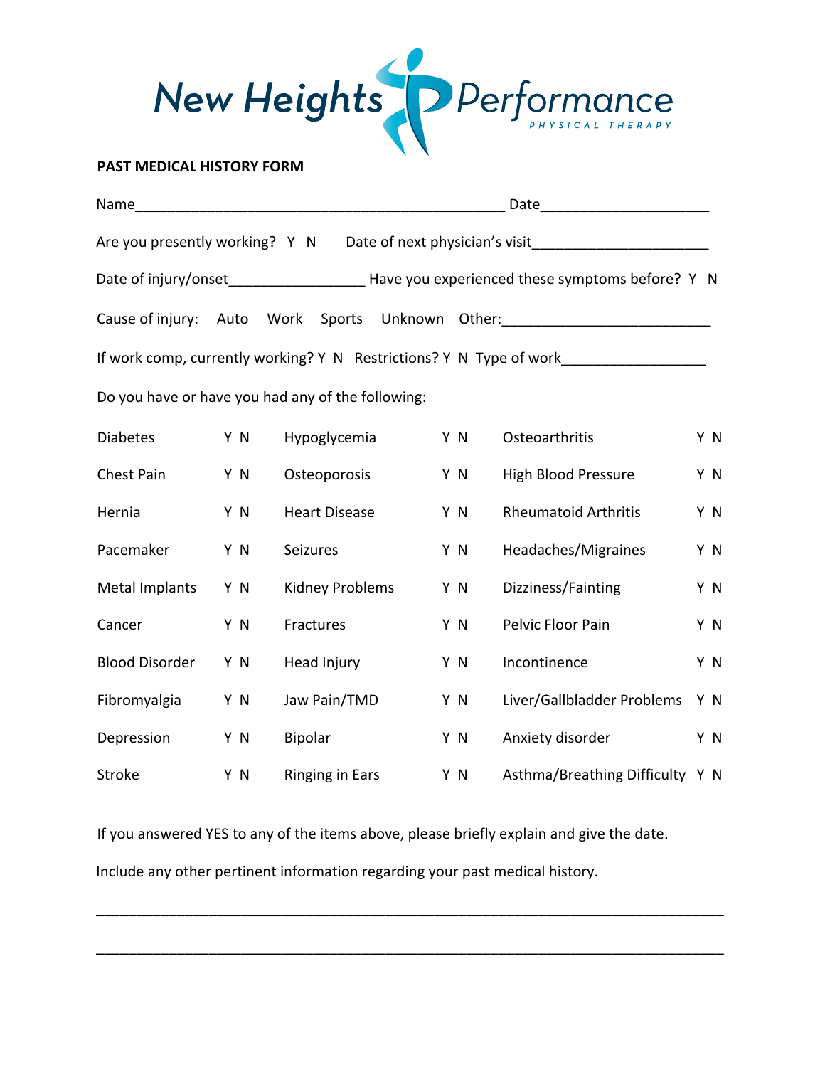New Heights Performance
PHYSICAL THERAPY

**PAST MEDICAL HISTORY FORM**

Name_______________________________________________ Date____________________

Are you presently working? Y N     Date of next physician's visit_____________________

Date of injury/onset________________ Have you experienced these symptoms before? Y N

Cause of injury: Auto Work Sports Unknown Other:_________________________

If work comp, currently working? Y N Restrictions? Y N Type of work_________________

Do you have or have you had any of the following:

| | | | | | |
|---|---|---|---|---|---|
| Diabetes | Y N | Hypoglycemia | Y N | Osteoarthritis | Y N |
| Chest Pain | Y N | Osteoporosis | Y N | High Blood Pressure | Y N |
| Hernia | Y N | Heart Disease | Y N | Rheumatoid Arthritis | Y N |
| Pacemaker | Y N | Seizures | Y N | Headaches/Migraines | Y N |
| Metal Implants | Y N | Kidney Problems | Y N | Dizziness/Fainting | Y N |
| Cancer | Y N | Fractures | Y N | Pelvic Floor Pain | Y N |
| Blood Disorder | Y N | Head Injury | Y N | Incontinence | Y N |
| Fibromyalgia | Y N | Jaw Pain/TMD | Y N | Liver/Gallbladder Problems | Y N |
| Depression | Y N | Bipolar | Y N | Anxiety disorder | Y N |
| Stroke | Y N | Ringing in Ears | Y N | Asthma/Breathing Difficulty | Y N |

If you answered YES to any of the items above, please briefly explain and give the date.

Include any other pertinent information regarding your past medical history.

______________________________________________________________________________

______________________________________________________________________________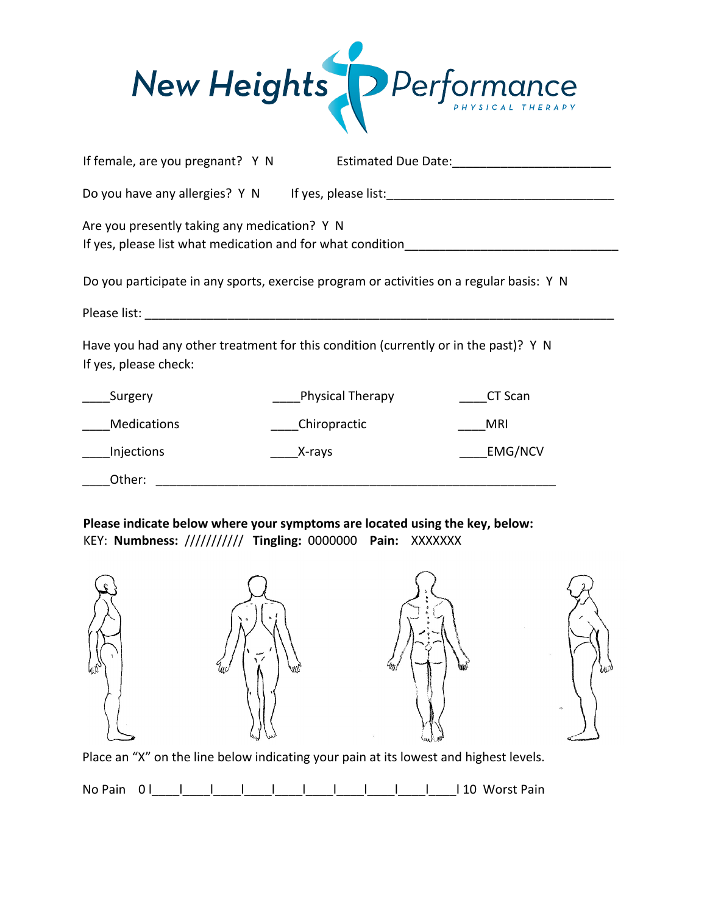# New Heights Performance

PHYSICAL THERAPY

If female, are you pregnant? Y N Estimated Due Date:______________________

Do you have any allergies? Y N If yes, please list:_________________________________

Are you presently taking any medication? Y N
If yes, please list what medication and for what condition_______________________________

Do you participate in any sports, exercise program or activities on a regular basis: Y N

Please list: ______________________________________________________________________

Have you had any other treatment for this condition (currently or in the past)? Y N
If yes, please check:

| | | |
|---|---|---|
| ____Surgery | ____Physical Therapy | ____CT Scan |
| ____Medications | ____Chiropractic | ____MRI |
| ____Injections | ____X-rays | ____EMG/NCV |

____Other: _____________________________________________________________

**Please indicate below where your symptoms are located using the key, below:**
KEY: **Numbness:** /////////// **Tingling:** 0000000 **Pain:** XXXXXXX

Place an "X" on the line below indicating your pain at its lowest and highest levels.

No Pain 0 l____l____l____l____l____l____l____l____l____l____l 10 Worst Pain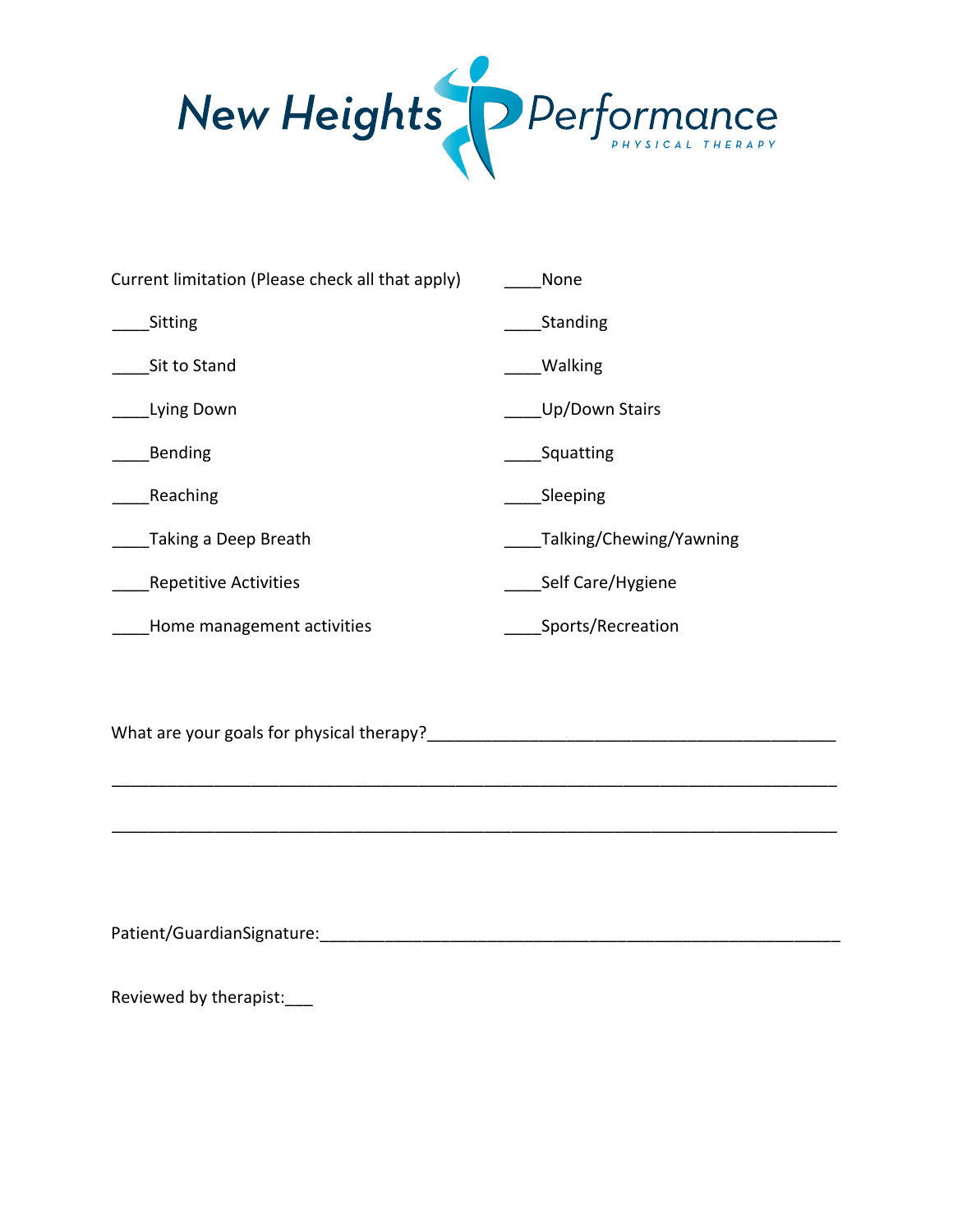New Heights Performance
PHYSICAL THERAPY

Current limitation (Please check all that apply) ____None

____Sitting ____Standing

____Sit to Stand ____Walking

____Lying Down ____Up/Down Stairs

____Bending ____Squatting

____Reaching ____Sleeping

____Taking a Deep Breath ____Talking/Chewing/Yawning

____Repetitive Activities ____Self Care/Hygiene

____Home management activities ____Sports/Recreation

What are your goals for physical therapy?_____________________________________________

______________________________________________________________________________

______________________________________________________________________________

Patient/GuardianSignature:__________________________________________________________

Reviewed by therapist:___